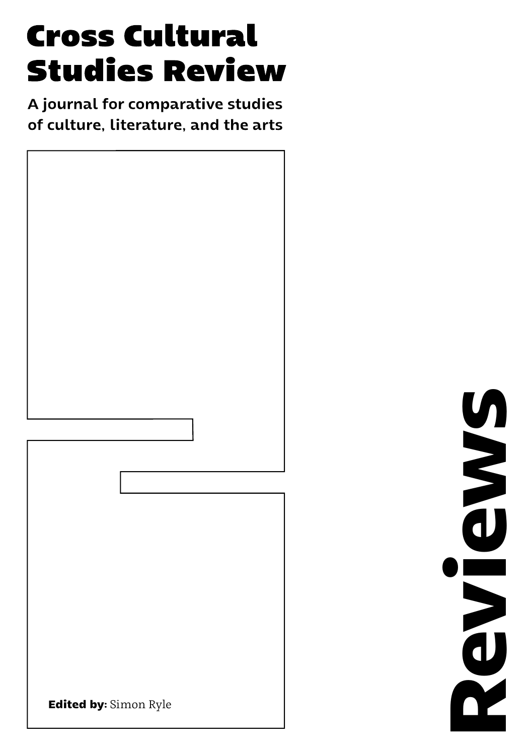# Cross Cultural Studies Review

A journal for comparative studies of culture, literature, and the arts

**Edited by:** Simon Ryle

Reviews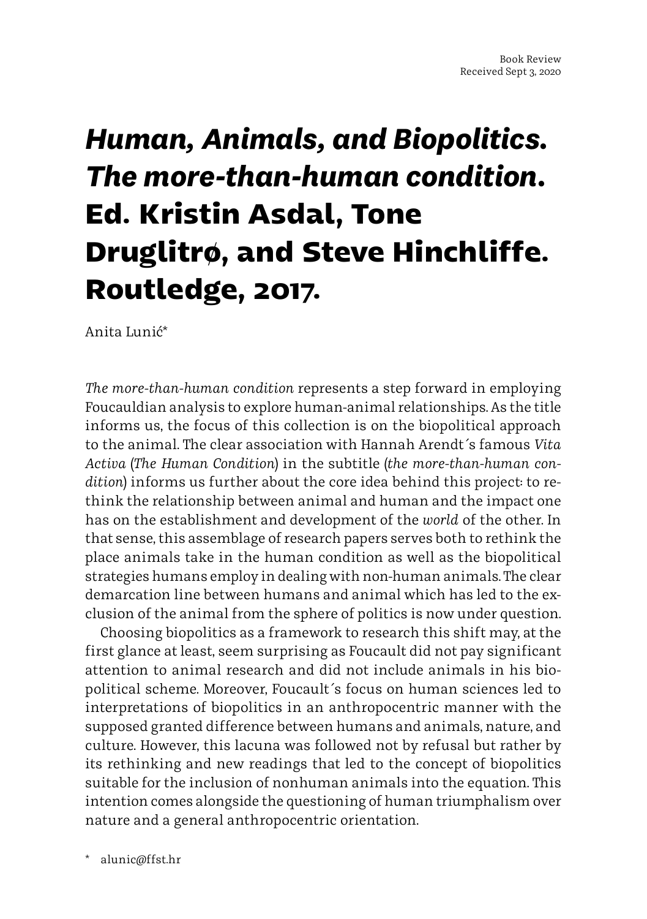Book Review
Received Sept 3, 2020

# *Human, Animals, and Biopolitics. The more-than-human condition*. Ed. Kristin Asdal, Tone Druglitrø, and Steve Hinchliffe. Routledge, 2017.

Anita Lunić*

*The more-than-human condition* represents a step forward in employing Foucauldian analysis to explore human-animal relationships. As the title informs us, the focus of this collection is on the biopolitical approach to the animal. The clear association with Hannah Arendt´s famous *Vita Activa* (*The Human Condition*) in the subtitle (*the more-than-human condition*) informs us further about the core idea behind this project: to rethink the relationship between animal and human and the impact one has on the establishment and development of the *world* of the other. In that sense, this assemblage of research papers serves both to rethink the place animals take in the human condition as well as the biopolitical strategies humans employ in dealing with non-human animals. The clear demarcation line between humans and animal which has led to the exclusion of the animal from the sphere of politics is now under question.

Choosing biopolitics as a framework to research this shift may, at the first glance at least, seem surprising as Foucault did not pay significant attention to animal research and did not include animals in his biopolitical scheme. Moreover, Foucault´s focus on human sciences led to interpretations of biopolitics in an anthropocentric manner with the supposed granted difference between humans and animals, nature, and culture. However, this lacuna was followed not by refusal but rather by its rethinking and new readings that led to the concept of biopolitics suitable for the inclusion of nonhuman animals into the equation. This intention comes alongside the questioning of human triumphalism over nature and a general anthropocentric orientation.

\* alunic@ffst.hr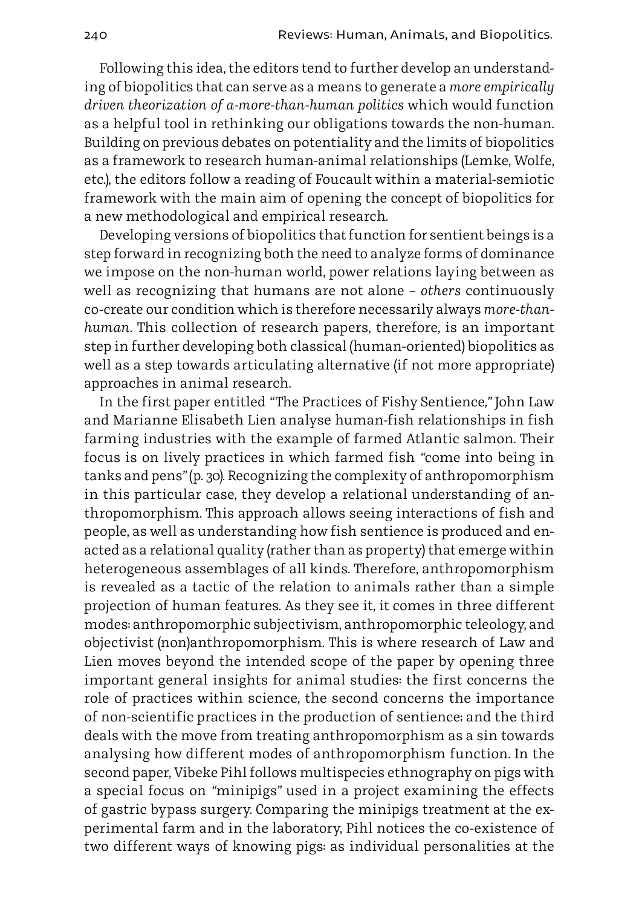Following this idea, the editors tend to further develop an understanding of biopolitics that can serve as a means to generate a *more empirically driven theorization of a-more-than-human politics* which would function as a helpful tool in rethinking our obligations towards the non-human. Building on previous debates on potentiality and the limits of biopolitics as a framework to research human-animal relationships (Lemke, Wolfe, etc.), the editors follow a reading of Foucault within a material-semiotic framework with the main aim of opening the concept of biopolitics for a new methodological and empirical research.

Developing versions of biopolitics that function for sentient beings is a step forward in recognizing both the need to analyze forms of dominance we impose on the non-human world, power relations laying between as well as recognizing that humans are not alone – *others* continuously co-create our condition which is therefore necessarily always *more-than-human*. This collection of research papers, therefore, is an important step in further developing both classical (human-oriented) biopolitics as well as a step towards articulating alternative (if not more appropriate) approaches in animal research.

In the first paper entitled "The Practices of Fishy Sentience," John Law and Marianne Elisabeth Lien analyse human-fish relationships in fish farming industries with the example of farmed Atlantic salmon. Their focus is on lively practices in which farmed fish "come into being in tanks and pens" (p. 30). Recognizing the complexity of anthropomorphism in this particular case, they develop a relational understanding of anthropomorphism. This approach allows seeing interactions of fish and people, as well as understanding how fish sentience is produced and enacted as a relational quality (rather than as property) that emerge within heterogeneous assemblages of all kinds. Therefore, anthropomorphism is revealed as a tactic of the relation to animals rather than a simple projection of human features. As they see it, it comes in three different modes: anthropomorphic subjectivism, anthropomorphic teleology, and objectivist (non)anthropomorphism. This is where research of Law and Lien moves beyond the intended scope of the paper by opening three important general insights for animal studies: the first concerns the role of practices within science, the second concerns the importance of non-scientific practices in the production of sentience; and the third deals with the move from treating anthropomorphism as a sin towards analysing how different modes of anthropomorphism function. In the second paper, Vibeke Pihl follows multispecies ethnography on pigs with a special focus on "minipigs" used in a project examining the effects of gastric bypass surgery. Comparing the minipigs treatment at the experimental farm and in the laboratory, Pihl notices the co-existence of two different ways of knowing pigs: as individual personalities at the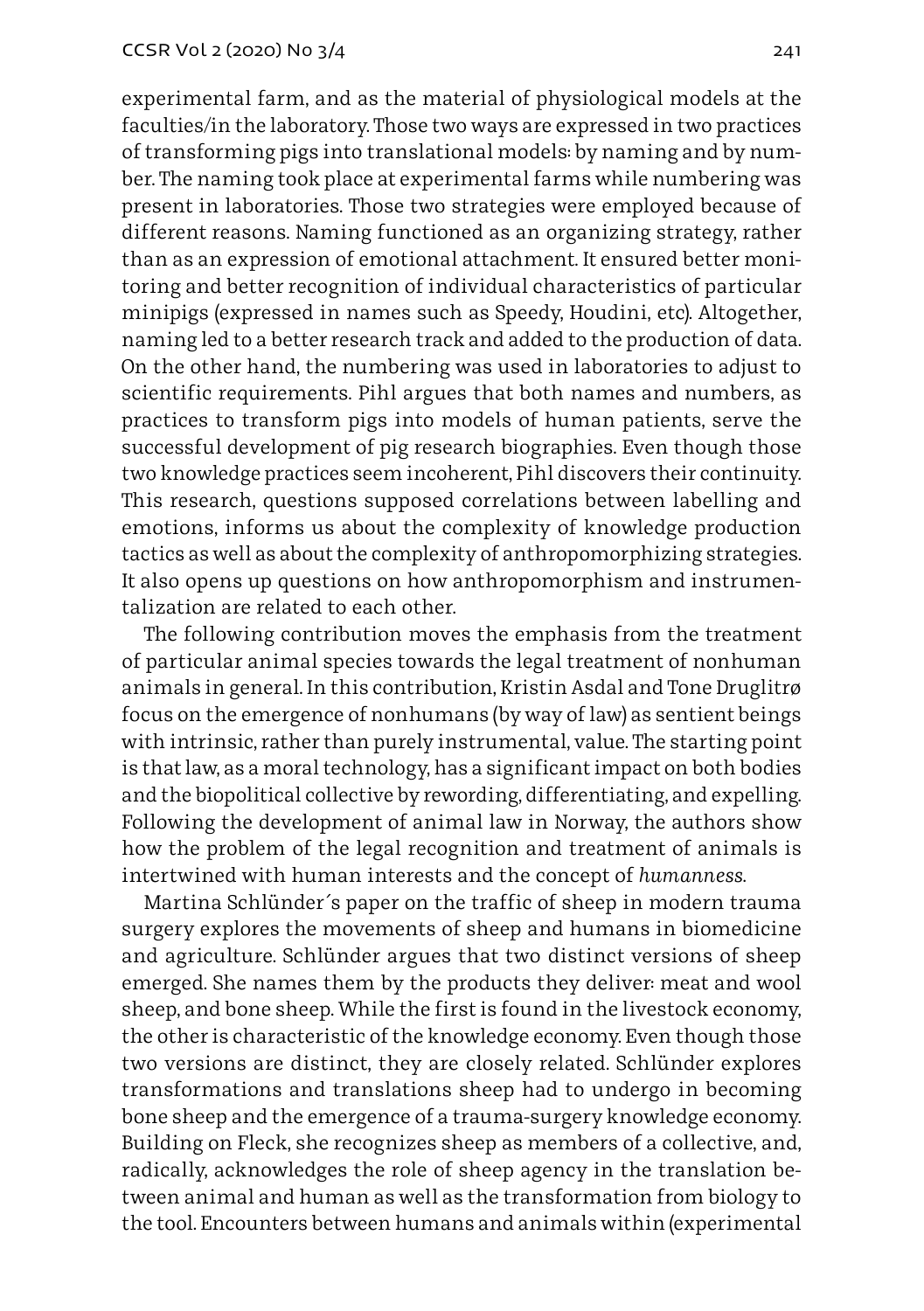experimental farm, and as the material of physiological models at the faculties/in the laboratory. Those two ways are expressed in two practices of transforming pigs into translational models: by naming and by number. The naming took place at experimental farms while numbering was present in laboratories. Those two strategies were employed because of different reasons. Naming functioned as an organizing strategy, rather than as an expression of emotional attachment. It ensured better monitoring and better recognition of individual characteristics of particular minipigs (expressed in names such as Speedy, Houdini, etc). Altogether, naming led to a better research track and added to the production of data. On the other hand, the numbering was used in laboratories to adjust to scientific requirements. Pihl argues that both names and numbers, as practices to transform pigs into models of human patients, serve the successful development of pig research biographies. Even though those two knowledge practices seem incoherent, Pihl discovers their continuity. This research, questions supposed correlations between labelling and emotions, informs us about the complexity of knowledge production tactics as well as about the complexity of anthropomorphizing strategies. It also opens up questions on how anthropomorphism and instrumentalization are related to each other.

The following contribution moves the emphasis from the treatment of particular animal species towards the legal treatment of nonhuman animals in general. In this contribution, Kristin Asdal and Tone Druglitrø focus on the emergence of nonhumans (by way of law) as sentient beings with intrinsic, rather than purely instrumental, value. The starting point is that law, as a moral technology, has a significant impact on both bodies and the biopolitical collective by rewording, differentiating, and expelling. Following the development of animal law in Norway, the authors show how the problem of the legal recognition and treatment of animals is intertwined with human interests and the concept of *humanness*.

Martina Schlünder´s paper on the traffic of sheep in modern trauma surgery explores the movements of sheep and humans in biomedicine and agriculture. Schlünder argues that two distinct versions of sheep emerged. She names them by the products they deliver: meat and wool sheep, and bone sheep. While the first is found in the livestock economy, the other is characteristic of the knowledge economy. Even though those two versions are distinct, they are closely related. Schlünder explores transformations and translations sheep had to undergo in becoming bone sheep and the emergence of a trauma-surgery knowledge economy. Building on Fleck, she recognizes sheep as members of a collective, and, radically, acknowledges the role of sheep agency in the translation between animal and human as well as the transformation from biology to the tool. Encounters between humans and animals within (experimental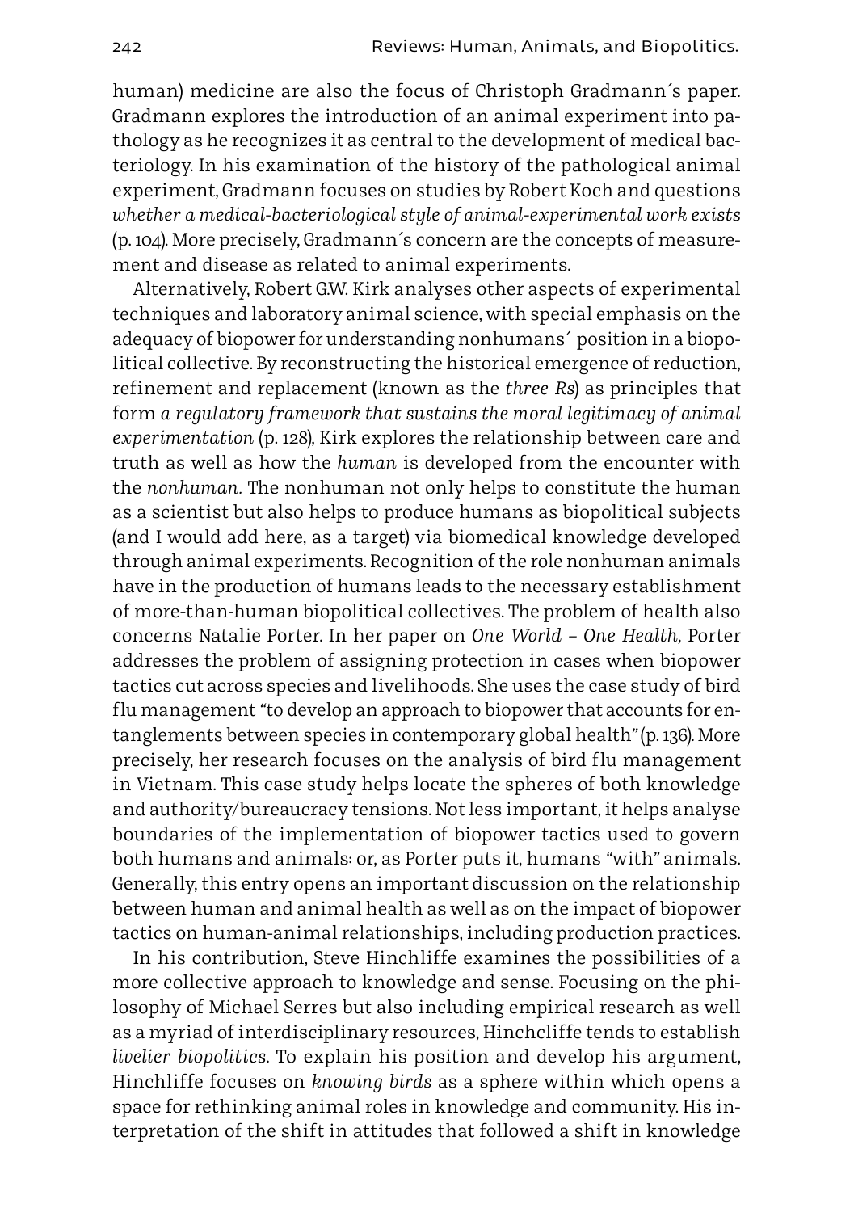human) medicine are also the focus of Christoph Gradmann´s paper. Gradmann explores the introduction of an animal experiment into pathology as he recognizes it as central to the development of medical bacteriology. In his examination of the history of the pathological animal experiment, Gradmann focuses on studies by Robert Koch and questions *whether a medical-bacteriological style of animal-experimental work exists* (p. 104). More precisely, Gradmann´s concern are the concepts of measurement and disease as related to animal experiments.

Alternatively, Robert G.W. Kirk analyses other aspects of experimental techniques and laboratory animal science, with special emphasis on the adequacy of biopower for understanding nonhumans´ position in a biopolitical collective. By reconstructing the historical emergence of reduction, refinement and replacement (known as the *three Rs*) as principles that form *a regulatory framework that sustains the moral legitimacy of animal experimentation* (p. 128), Kirk explores the relationship between care and truth as well as how the *human* is developed from the encounter with the *nonhuman.* The nonhuman not only helps to constitute the human as a scientist but also helps to produce humans as biopolitical subjects (and I would add here, as a target) via biomedical knowledge developed through animal experiments. Recognition of the role nonhuman animals have in the production of humans leads to the necessary establishment of more-than-human biopolitical collectives. The problem of health also concerns Natalie Porter. In her paper on *One World – One Health,* Porter addresses the problem of assigning protection in cases when biopower tactics cut across species and livelihoods. She uses the case study of bird flu management "to develop an approach to biopower that accounts for entanglements between species in contemporary global health" (p. 136). More precisely, her research focuses on the analysis of bird flu management in Vietnam. This case study helps locate the spheres of both knowledge and authority/bureaucracy tensions. Not less important, it helps analyse boundaries of the implementation of biopower tactics used to govern both humans and animals: or, as Porter puts it, humans "with" animals. Generally, this entry opens an important discussion on the relationship between human and animal health as well as on the impact of biopower tactics on human-animal relationships, including production practices.

In his contribution, Steve Hinchliffe examines the possibilities of a more collective approach to knowledge and sense. Focusing on the philosophy of Michael Serres but also including empirical research as well as a myriad of interdisciplinary resources, Hinchcliffe tends to establish *livelier biopolitics*. To explain his position and develop his argument, Hinchliffe focuses on *knowing birds* as a sphere within which opens a space for rethinking animal roles in knowledge and community. His interpretation of the shift in attitudes that followed a shift in knowledge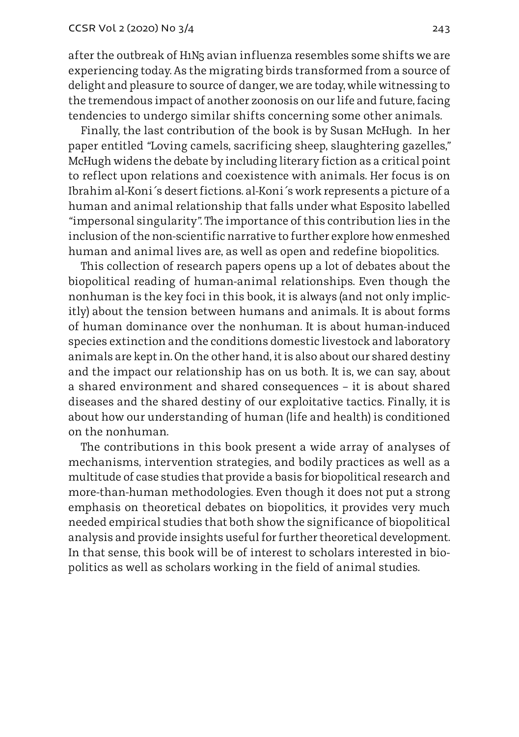after the outbreak of H1N5 avian influenza resembles some shifts we are experiencing today. As the migrating birds transformed from a source of delight and pleasure to source of danger, we are today, while witnessing to the tremendous impact of another zoonosis on our life and future, facing tendencies to undergo similar shifts concerning some other animals.

Finally, the last contribution of the book is by Susan McHugh. In her paper entitled "Loving camels, sacrificing sheep, slaughtering gazelles," McHugh widens the debate by including literary fiction as a critical point to reflect upon relations and coexistence with animals. Her focus is on Ibrahim al-Koni´s desert fictions. al-Koni´s work represents a picture of a human and animal relationship that falls under what Esposito labelled "impersonal singularity". The importance of this contribution lies in the inclusion of the non-scientific narrative to further explore how enmeshed human and animal lives are, as well as open and redefine biopolitics.

This collection of research papers opens up a lot of debates about the biopolitical reading of human-animal relationships. Even though the nonhuman is the key foci in this book, it is always (and not only implicitly) about the tension between humans and animals. It is about forms of human dominance over the nonhuman. It is about human-induced species extinction and the conditions domestic livestock and laboratory animals are kept in. On the other hand, it is also about our shared destiny and the impact our relationship has on us both. It is, we can say, about a shared environment and shared consequences – it is about shared diseases and the shared destiny of our exploitative tactics. Finally, it is about how our understanding of human (life and health) is conditioned on the nonhuman.

The contributions in this book present a wide array of analyses of mechanisms, intervention strategies, and bodily practices as well as a multitude of case studies that provide a basis for biopolitical research and more-than-human methodologies. Even though it does not put a strong emphasis on theoretical debates on biopolitics, it provides very much needed empirical studies that both show the significance of biopolitical analysis and provide insights useful for further theoretical development. In that sense, this book will be of interest to scholars interested in biopolitics as well as scholars working in the field of animal studies.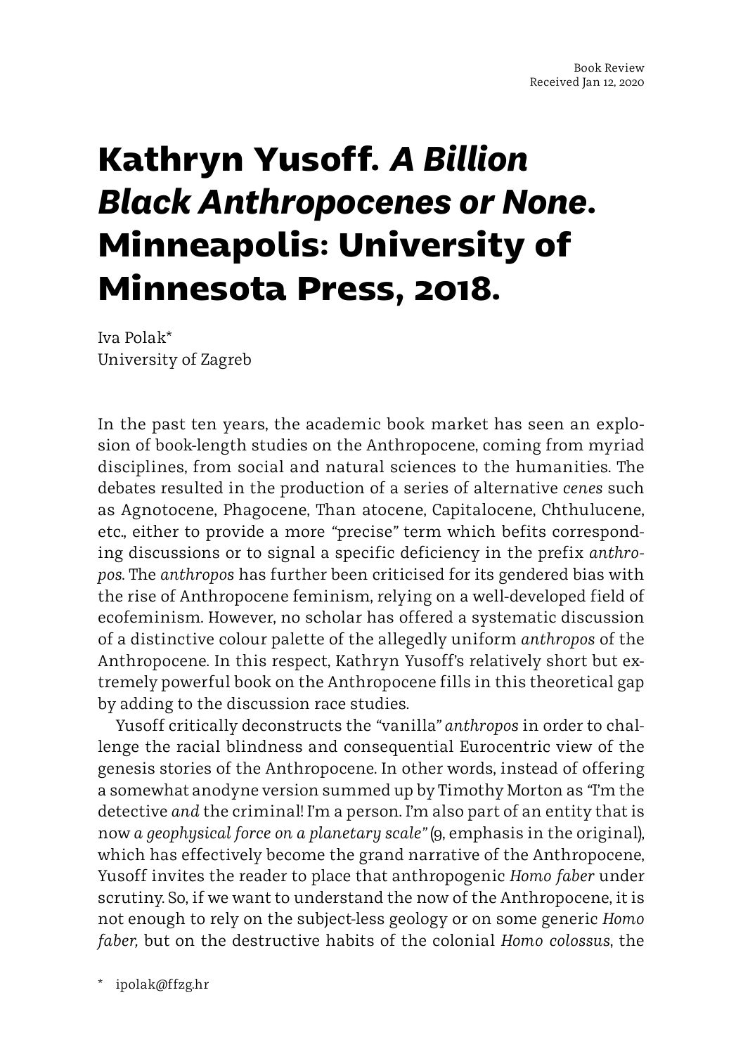Book Review
Received Jan 12, 2020

# Kathryn Yusoff. *A Billion Black Anthropocenes or None*. Minneapolis: University of Minnesota Press, 2018.

Iva Polak*
University of Zagreb

In the past ten years, the academic book market has seen an explosion of book-length studies on the Anthropocene, coming from myriad disciplines, from social and natural sciences to the humanities. The debates resulted in the production of a series of alternative *cenes* such as Agnotocene, Phagocene, Than atocene, Capitalocene, Chthulucene, etc., either to provide a more "precise" term which befits corresponding discussions or to signal a specific deficiency in the prefix *anthropos*. The *anthropos* has further been criticised for its gendered bias with the rise of Anthropocene feminism, relying on a well-developed field of ecofeminism. However, no scholar has offered a systematic discussion of a distinctive colour palette of the allegedly uniform *anthropos* of the Anthropocene. In this respect, Kathryn Yusoff's relatively short but extremely powerful book on the Anthropocene fills in this theoretical gap by adding to the discussion race studies.

Yusoff critically deconstructs the "vanilla" *anthropos* in order to challenge the racial blindness and consequential Eurocentric view of the genesis stories of the Anthropocene. In other words, instead of offering a somewhat anodyne version summed up by Timothy Morton as "I'm the detective *and* the criminal! I'm a person. I'm also part of an entity that is now *a geophysical force on a planetary scale*" (9, emphasis in the original), which has effectively become the grand narrative of the Anthropocene, Yusoff invites the reader to place that anthropogenic *Homo faber* under scrutiny. So, if we want to understand the now of the Anthropocene, it is not enough to rely on the subject-less geology or on some generic *Homo faber,* but on the destructive habits of the colonial *Homo colossus*, the

\* ipolak@ffzg.hr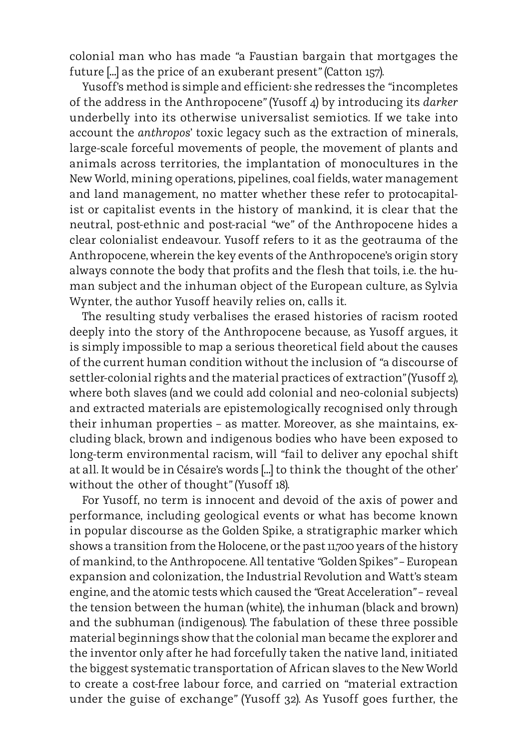colonial man who has made "a Faustian bargain that mortgages the future [...] as the price of an exuberant present" (Catton 157).

Yusoff's method is simple and efficient: she redresses the "incompletes of the address in the Anthropocene" (Yusoff 4) by introducing its *darker* underbelly into its otherwise universalist semiotics. If we take into account the *anthropos*' toxic legacy such as the extraction of minerals, large-scale forceful movements of people, the movement of plants and animals across territories, the implantation of monocultures in the New World, mining operations, pipelines, coal fields, water management and land management, no matter whether these refer to protocapitalist or capitalist events in the history of mankind, it is clear that the neutral, post-ethnic and post-racial "we" of the Anthropocene hides a clear colonialist endeavour. Yusoff refers to it as the geotrauma of the Anthropocene, wherein the key events of the Anthropocene's origin story always connote the body that profits and the flesh that toils, i.e. the human subject and the inhuman object of the European culture, as Sylvia Wynter, the author Yusoff heavily relies on, calls it.

The resulting study verbalises the erased histories of racism rooted deeply into the story of the Anthropocene because, as Yusoff argues, it is simply impossible to map a serious theoretical field about the causes of the current human condition without the inclusion of "a discourse of settler-colonial rights and the material practices of extraction" (Yusoff 2), where both slaves (and we could add colonial and neo-colonial subjects) and extracted materials are epistemologically recognised only through their inhuman properties – as matter. Moreover, as she maintains, excluding black, brown and indigenous bodies who have been exposed to long-term environmental racism, will "fail to deliver any epochal shift at all. It would be in Césaire's words [...] to think the thought of the other' without the other of thought" (Yusoff 18).

For Yusoff, no term is innocent and devoid of the axis of power and performance, including geological events or what has become known in popular discourse as the Golden Spike, a stratigraphic marker which shows a transition from the Holocene, or the past 11,700 years of the history of mankind, to the Anthropocene. All tentative "Golden Spikes" – European expansion and colonization, the Industrial Revolution and Watt's steam engine, and the atomic tests which caused the "Great Acceleration" – reveal the tension between the human (white), the inhuman (black and brown) and the subhuman (indigenous). The fabulation of these three possible material beginnings show that the colonial man became the explorer and the inventor only after he had forcefully taken the native land, initiated the biggest systematic transportation of African slaves to the New World to create a cost-free labour force, and carried on "material extraction under the guise of exchange" (Yusoff 32). As Yusoff goes further, the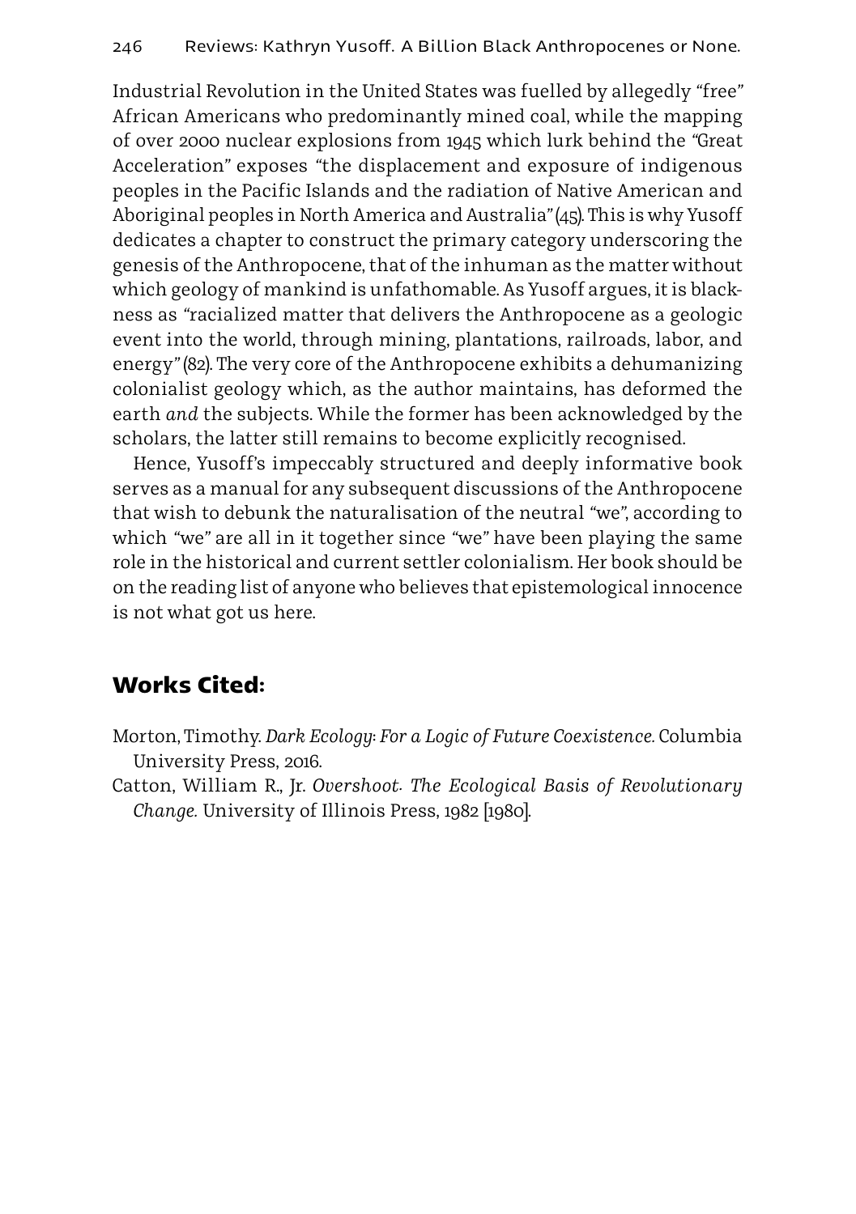Industrial Revolution in the United States was fuelled by allegedly "free" African Americans who predominantly mined coal, while the mapping of over 2000 nuclear explosions from 1945 which lurk behind the "Great Acceleration" exposes "the displacement and exposure of indigenous peoples in the Pacific Islands and the radiation of Native American and Aboriginal peoples in North America and Australia" (45). This is why Yusoff dedicates a chapter to construct the primary category underscoring the genesis of the Anthropocene, that of the inhuman as the matter without which geology of mankind is unfathomable. As Yusoff argues, it is blackness as "racialized matter that delivers the Anthropocene as a geologic event into the world, through mining, plantations, railroads, labor, and energy" (82). The very core of the Anthropocene exhibits a dehumanizing colonialist geology which, as the author maintains, has deformed the earth *and* the subjects. While the former has been acknowledged by the scholars, the latter still remains to become explicitly recognised.

Hence, Yusoff's impeccably structured and deeply informative book serves as a manual for any subsequent discussions of the Anthropocene that wish to debunk the naturalisation of the neutral "we", according to which "we" are all in it together since "we" have been playing the same role in the historical and current settler colonialism. Her book should be on the reading list of anyone who believes that epistemological innocence is not what got us here.

## Works Cited:

Morton, Timothy. *Dark Ecology: For a Logic of Future Coexistence.* Columbia University Press, 2016.

Catton, William R., Jr. *Overshoot. The Ecological Basis of Revolutionary Change.* University of Illinois Press, 1982 [1980].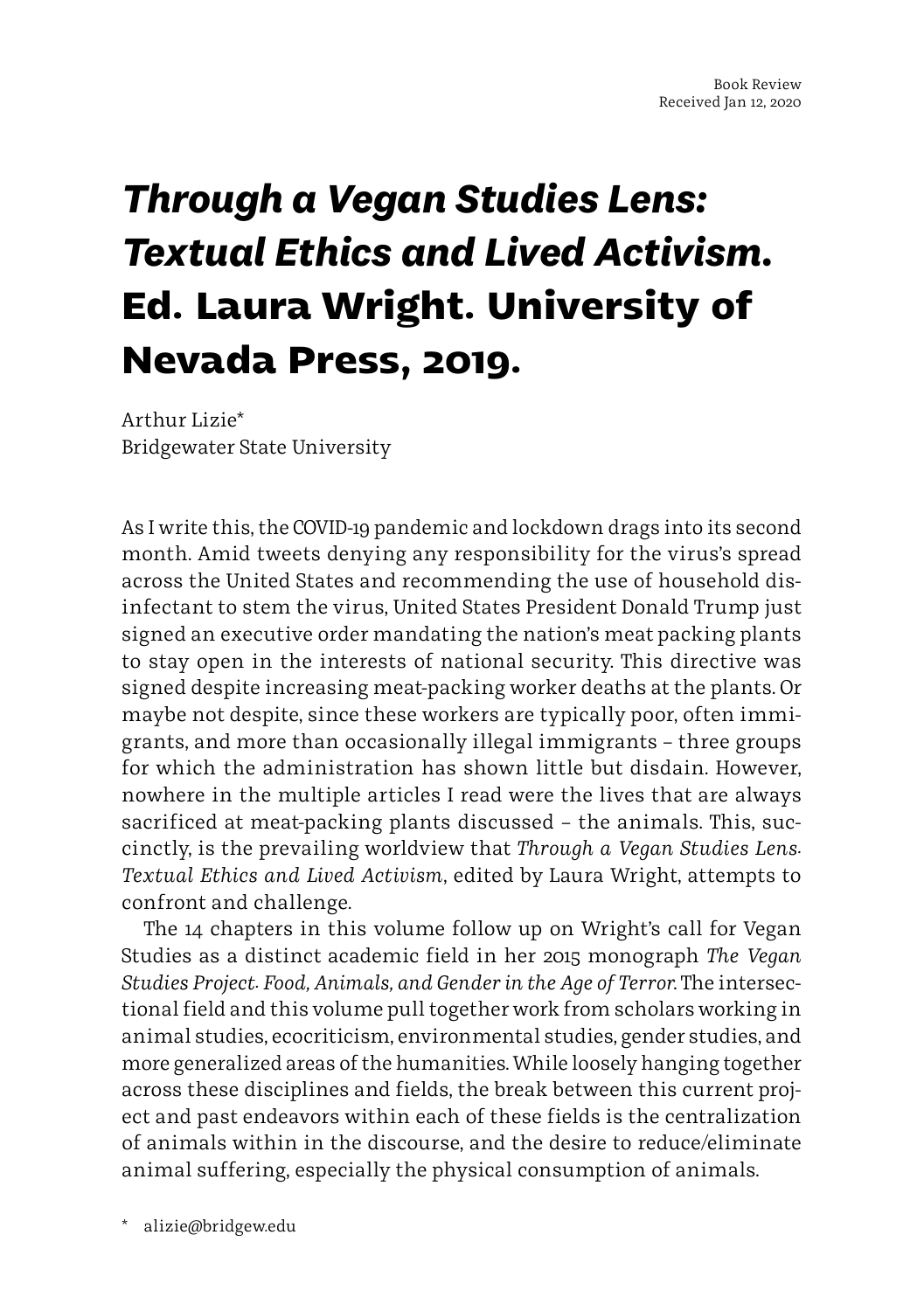Book Review
Received Jan 12, 2020

# *Through a Vegan Studies Lens: Textual Ethics and Lived Activism*. Ed. Laura Wright. University of Nevada Press, 2019.

Arthur Lizie*
Bridgewater State University

As I write this, the COVID-19 pandemic and lockdown drags into its second month. Amid tweets denying any responsibility for the virus's spread across the United States and recommending the use of household disinfectant to stem the virus, United States President Donald Trump just signed an executive order mandating the nation's meat packing plants to stay open in the interests of national security. This directive was signed despite increasing meat-packing worker deaths at the plants. Or maybe not despite, since these workers are typically poor, often immigrants, and more than occasionally illegal immigrants – three groups for which the administration has shown little but disdain. However, nowhere in the multiple articles I read were the lives that are always sacrificed at meat-packing plants discussed – the animals. This, succinctly, is the prevailing worldview that *Through a Vegan Studies Lens: Textual Ethics and Lived Activism*, edited by Laura Wright, attempts to confront and challenge.

The 14 chapters in this volume follow up on Wright's call for Vegan Studies as a distinct academic field in her 2015 monograph *The Vegan Studies Project: Food, Animals, and Gender in the Age of Terror*. The intersectional field and this volume pull together work from scholars working in animal studies, ecocriticism, environmental studies, gender studies, and more generalized areas of the humanities. While loosely hanging together across these disciplines and fields, the break between this current project and past endeavors within each of these fields is the centralization of animals within in the discourse, and the desire to reduce/eliminate animal suffering, especially the physical consumption of animals.

\* alizie@bridgew.edu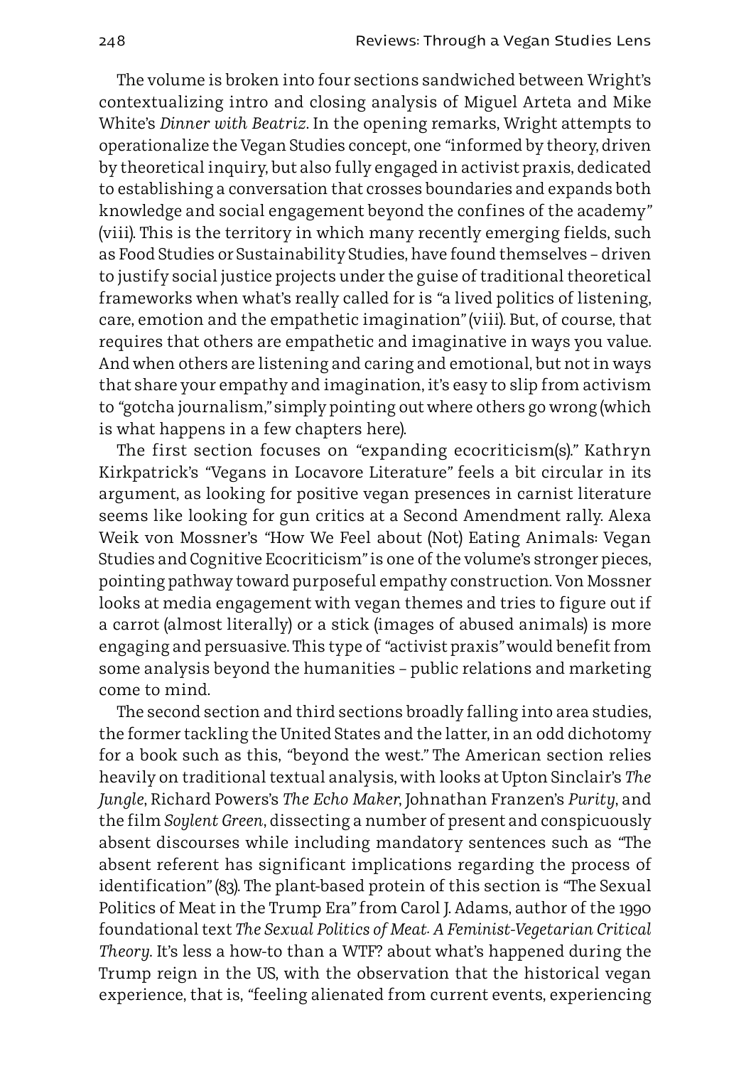The volume is broken into four sections sandwiched between Wright's contextualizing intro and closing analysis of Miguel Arteta and Mike White's *Dinner with Beatriz*. In the opening remarks, Wright attempts to operationalize the Vegan Studies concept, one "informed by theory, driven by theoretical inquiry, but also fully engaged in activist praxis, dedicated to establishing a conversation that crosses boundaries and expands both knowledge and social engagement beyond the confines of the academy" (viii). This is the territory in which many recently emerging fields, such as Food Studies or Sustainability Studies, have found themselves – driven to justify social justice projects under the guise of traditional theoretical frameworks when what's really called for is "a lived politics of listening, care, emotion and the empathetic imagination" (viii). But, of course, that requires that others are empathetic and imaginative in ways you value. And when others are listening and caring and emotional, but not in ways that share your empathy and imagination, it's easy to slip from activism to "gotcha journalism," simply pointing out where others go wrong (which is what happens in a few chapters here).

The first section focuses on "expanding ecocriticism(s)." Kathryn Kirkpatrick's "Vegans in Locavore Literature" feels a bit circular in its argument, as looking for positive vegan presences in carnist literature seems like looking for gun critics at a Second Amendment rally. Alexa Weik von Mossner's "How We Feel about (Not) Eating Animals: Vegan Studies and Cognitive Ecocriticism" is one of the volume's stronger pieces, pointing pathway toward purposeful empathy construction. Von Mossner looks at media engagement with vegan themes and tries to figure out if a carrot (almost literally) or a stick (images of abused animals) is more engaging and persuasive. This type of "activist praxis" would benefit from some analysis beyond the humanities – public relations and marketing come to mind.

The second section and third sections broadly falling into area studies, the former tackling the United States and the latter, in an odd dichotomy for a book such as this, "beyond the west." The American section relies heavily on traditional textual analysis, with looks at Upton Sinclair's *The Jungle*, Richard Powers's *The Echo Maker*, Johnathan Franzen's *Purity*, and the film *Soylent Green*, dissecting a number of present and conspicuously absent discourses while including mandatory sentences such as "The absent referent has significant implications regarding the process of identification" (83). The plant-based protein of this section is "The Sexual Politics of Meat in the Trump Era" from Carol J. Adams, author of the 1990 foundational text *The Sexual Politics of Meat. A Feminist-Vegetarian Critical Theory*. It's less a how-to than a WTF? about what's happened during the Trump reign in the US, with the observation that the historical vegan experience, that is, "feeling alienated from current events, experiencing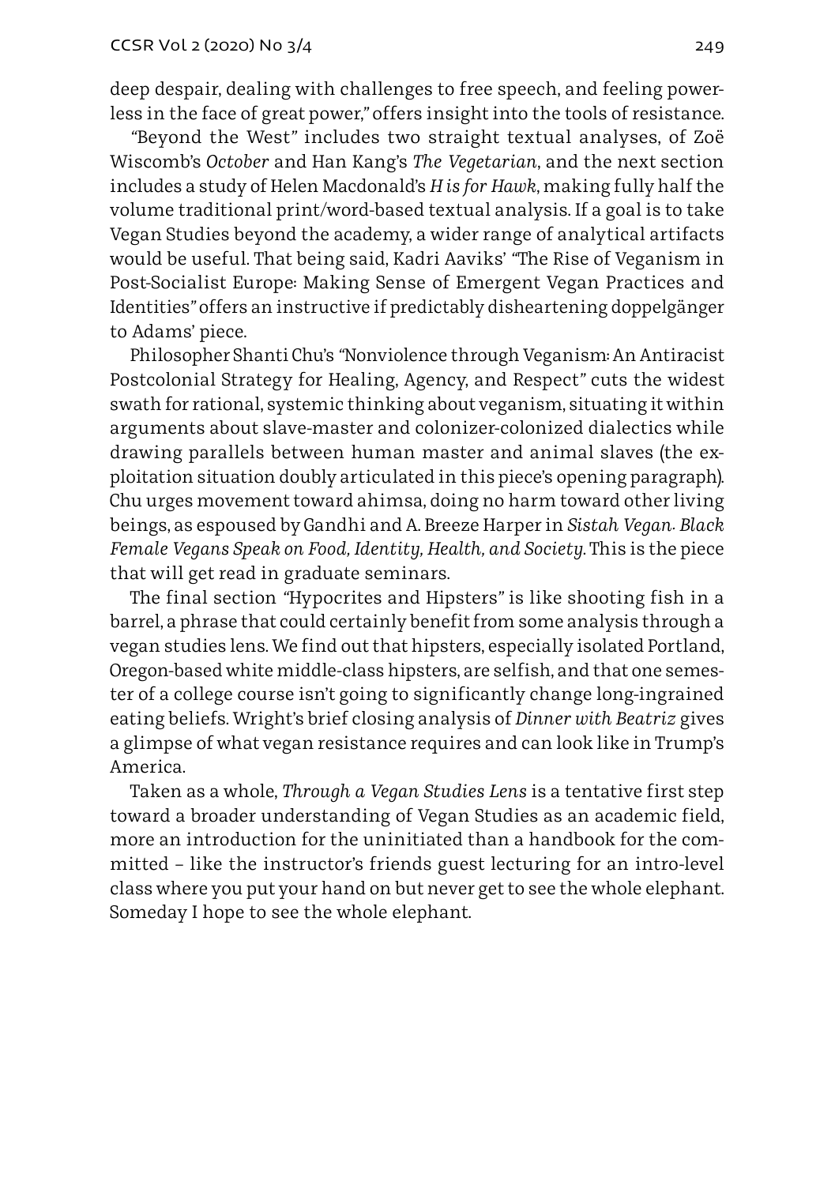deep despair, dealing with challenges to free speech, and feeling powerless in the face of great power," offers insight into the tools of resistance.

"Beyond the West" includes two straight textual analyses, of Zoë Wiscomb's *October* and Han Kang's *The Vegetarian*, and the next section includes a study of Helen Macdonald's *H is for Hawk*, making fully half the volume traditional print/word-based textual analysis. If a goal is to take Vegan Studies beyond the academy, a wider range of analytical artifacts would be useful. That being said, Kadri Aaviks' "The Rise of Veganism in Post-Socialist Europe: Making Sense of Emergent Vegan Practices and Identities" offers an instructive if predictably disheartening doppelgänger to Adams' piece.

Philosopher Shanti Chu's "Nonviolence through Veganism: An Antiracist Postcolonial Strategy for Healing, Agency, and Respect" cuts the widest swath for rational, systemic thinking about veganism, situating it within arguments about slave-master and colonizer-colonized dialectics while drawing parallels between human master and animal slaves (the exploitation situation doubly articulated in this piece's opening paragraph). Chu urges movement toward ahimsa, doing no harm toward other living beings, as espoused by Gandhi and A. Breeze Harper in *Sistah Vegan. Black Female Vegans Speak on Food, Identity, Health, and Society*. This is the piece that will get read in graduate seminars.

The final section "Hypocrites and Hipsters" is like shooting fish in a barrel, a phrase that could certainly benefit from some analysis through a vegan studies lens. We find out that hipsters, especially isolated Portland, Oregon-based white middle-class hipsters, are selfish, and that one semester of a college course isn't going to significantly change long-ingrained eating beliefs. Wright's brief closing analysis of *Dinner with Beatriz* gives a glimpse of what vegan resistance requires and can look like in Trump's America.

Taken as a whole, *Through a Vegan Studies Lens* is a tentative first step toward a broader understanding of Vegan Studies as an academic field, more an introduction for the uninitiated than a handbook for the committed – like the instructor's friends guest lecturing for an intro-level class where you put your hand on but never get to see the whole elephant. Someday I hope to see the whole elephant.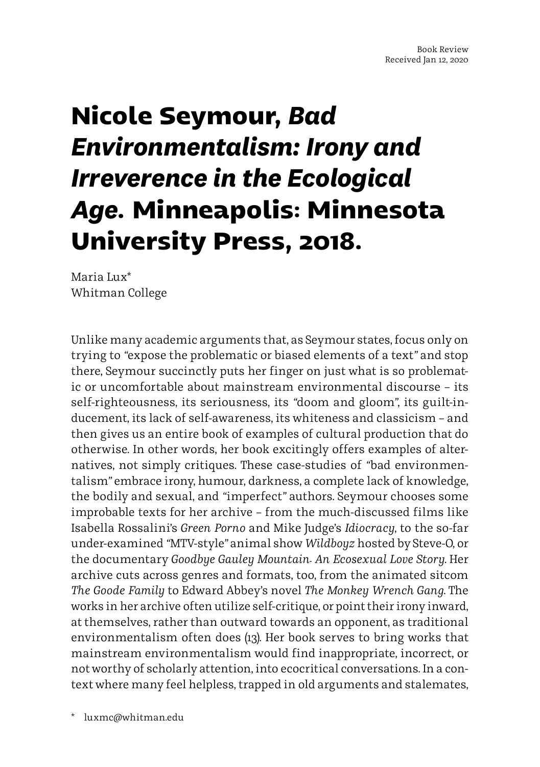Book Review
Received Jan 12, 2020

# Nicole Seymour, *Bad Environmentalism: Irony and Irreverence in the Ecological Age*. Minneapolis: Minnesota University Press, 2018.

Maria Lux*
Whitman College

Unlike many academic arguments that, as Seymour states, focus only on trying to "expose the problematic or biased elements of a text" and stop there, Seymour succinctly puts her finger on just what is so problematic or uncomfortable about mainstream environmental discourse – its self-righteousness, its seriousness, its "doom and gloom", its guilt-inducement, its lack of self-awareness, its whiteness and classicism – and then gives us an entire book of examples of cultural production that do otherwise. In other words, her book excitingly offers examples of alternatives, not simply critiques. These case-studies of "bad environmentalism" embrace irony, humour, darkness, a complete lack of knowledge, the bodily and sexual, and "imperfect" authors. Seymour chooses some improbable texts for her archive – from the much-discussed films like Isabella Rossalini's *Green Porno* and Mike Judge's *Idiocracy*, to the so-far under-examined "MTV-style" animal show *Wildboyz* hosted by Steve-O, or the documentary *Goodbye Gauley Mountain. An Ecosexual Love Story*. Her archive cuts across genres and formats, too, from the animated sitcom *The Goode Family* to Edward Abbey's novel *The Monkey Wrench Gang*. The works in her archive often utilize self-critique, or point their irony inward, at themselves, rather than outward towards an opponent, as traditional environmentalism often does (13). Her book serves to bring works that mainstream environmentalism would find inappropriate, incorrect, or not worthy of scholarly attention, into ecocritical conversations. In a context where many feel helpless, trapped in old arguments and stalemates,

\* luxmc@whitman.edu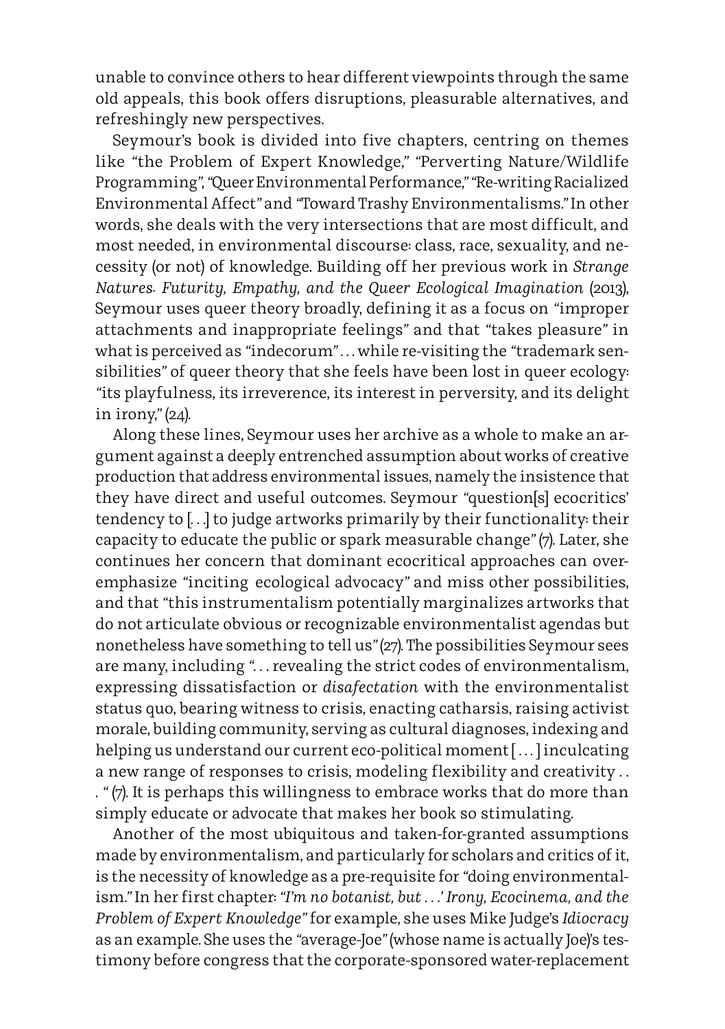unable to convince others to hear different viewpoints through the same old appeals, this book offers disruptions, pleasurable alternatives, and refreshingly new perspectives.

Seymour's book is divided into five chapters, centring on themes like "the Problem of Expert Knowledge," "Perverting Nature/Wildlife Programming", "Queer Environmental Performance," "Re-writing Racialized Environmental Affect" and "Toward Trashy Environmentalisms." In other words, she deals with the very intersections that are most difficult, and most needed, in environmental discourse: class, race, sexuality, and necessity (or not) of knowledge. Building off her previous work in *Strange Natures. Futurity, Empathy, and the Queer Ecological Imagination* (2013), Seymour uses queer theory broadly, defining it as a focus on "improper attachments and inappropriate feelings" and that "takes pleasure" in what is perceived as "indecorum"... while re-visiting the "trademark sensibilities" of queer theory that she feels have been lost in queer ecology: "its playfulness, its irreverence, its interest in perversity, and its delight in irony," (24).

Along these lines, Seymour uses her archive as a whole to make an argument against a deeply entrenched assumption about works of creative production that address environmental issues, namely the insistence that they have direct and useful outcomes. Seymour "question[s] ecocritics' tendency to [...] to judge artworks primarily by their functionality: their capacity to educate the public or spark measurable change" (7). Later, she continues her concern that dominant ecocritical approaches can over-emphasize "inciting ecological advocacy" and miss other possibilities, and that "this instrumentalism potentially marginalizes artworks that do not articulate obvious or recognizable environmentalist agendas but nonetheless have something to tell us" (27). The possibilities Seymour sees are many, including "... revealing the strict codes of environmentalism, expressing dissatisfaction or *disafectation* with the environmentalist status quo, bearing witness to crisis, enacting catharsis, raising activist morale, building community, serving as cultural diagnoses, indexing and helping us understand our current eco-political moment [...] inculcating a new range of responses to crisis, modeling flexibility and creativity . . . " (7). It is perhaps this willingness to embrace works that do more than simply educate or advocate that makes her book so stimulating.

Another of the most ubiquitous and taken-for-granted assumptions made by environmentalism, and particularly for scholars and critics of it, is the necessity of knowledge as a pre-requisite for "doing environmentalism." In her first chapter: *"I'm no botanist, but . . .' Irony, Ecocinema, and the Problem of Expert Knowledge"* for example, she uses Mike Judge's *Idiocracy* as an example. She uses the "average-Joe" (whose name is actually Joe)'s testimony before congress that the corporate-sponsored water-replacement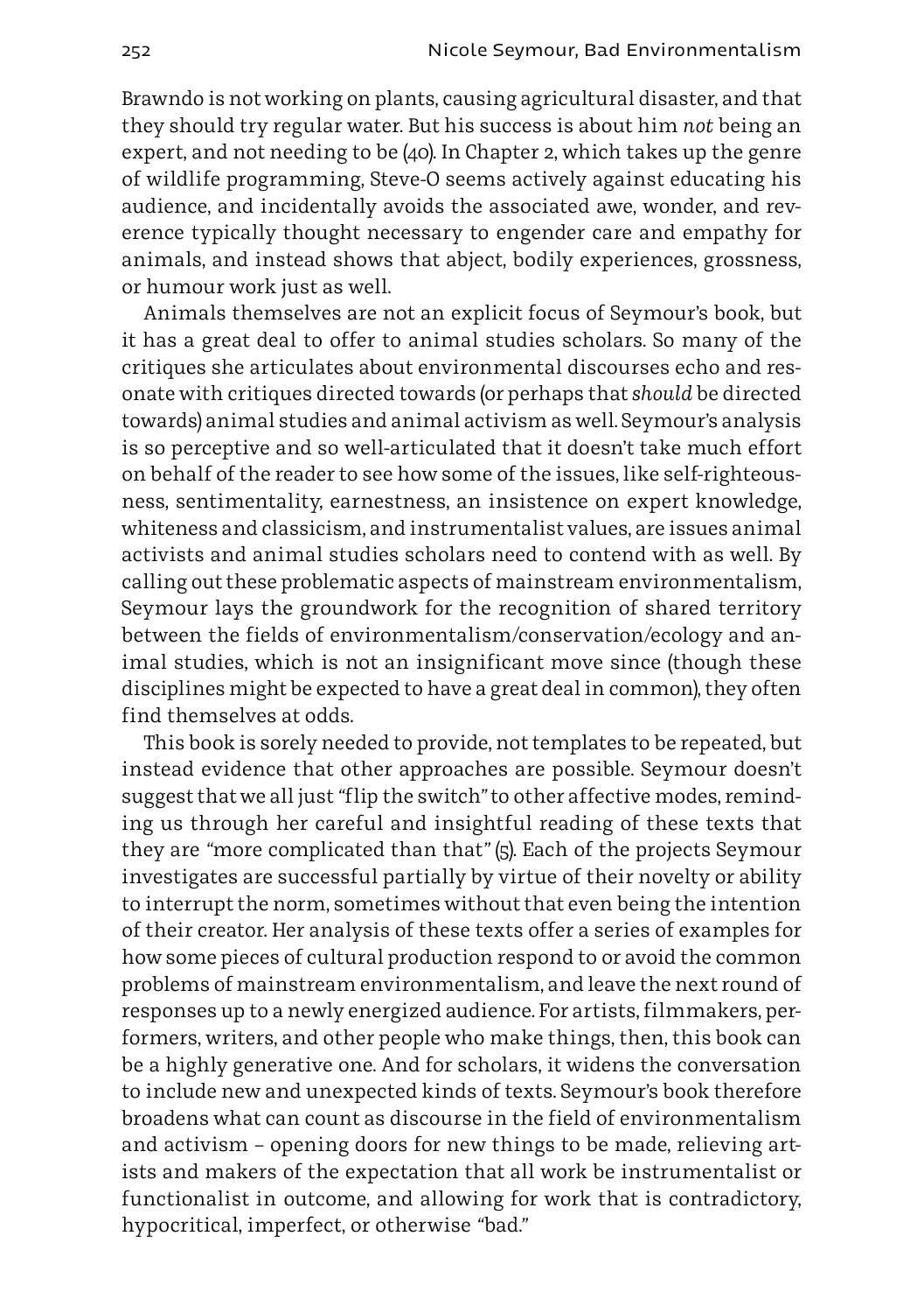Brawndo is not working on plants, causing agricultural disaster, and that they should try regular water. But his success is about him *not* being an expert, and not needing to be (40). In Chapter 2, which takes up the genre of wildlife programming, Steve-O seems actively against educating his audience, and incidentally avoids the associated awe, wonder, and reverence typically thought necessary to engender care and empathy for animals, and instead shows that abject, bodily experiences, grossness, or humour work just as well.

Animals themselves are not an explicit focus of Seymour's book, but it has a great deal to offer to animal studies scholars. So many of the critiques she articulates about environmental discourses echo and resonate with critiques directed towards (or perhaps that *should* be directed towards) animal studies and animal activism as well. Seymour's analysis is so perceptive and so well-articulated that it doesn't take much effort on behalf of the reader to see how some of the issues, like self-righteousness, sentimentality, earnestness, an insistence on expert knowledge, whiteness and classicism, and instrumentalist values, are issues animal activists and animal studies scholars need to contend with as well. By calling out these problematic aspects of mainstream environmentalism, Seymour lays the groundwork for the recognition of shared territory between the fields of environmentalism/conservation/ecology and animal studies, which is not an insignificant move since (though these disciplines might be expected to have a great deal in common), they often find themselves at odds.

This book is sorely needed to provide, not templates to be repeated, but instead evidence that other approaches are possible. Seymour doesn't suggest that we all just "flip the switch" to other affective modes, reminding us through her careful and insightful reading of these texts that they are "more complicated than that" (5). Each of the projects Seymour investigates are successful partially by virtue of their novelty or ability to interrupt the norm, sometimes without that even being the intention of their creator. Her analysis of these texts offer a series of examples for how some pieces of cultural production respond to or avoid the common problems of mainstream environmentalism, and leave the next round of responses up to a newly energized audience. For artists, filmmakers, performers, writers, and other people who make things, then, this book can be a highly generative one. And for scholars, it widens the conversation to include new and unexpected kinds of texts. Seymour's book therefore broadens what can count as discourse in the field of environmentalism and activism – opening doors for new things to be made, relieving artists and makers of the expectation that all work be instrumentalist or functionalist in outcome, and allowing for work that is contradictory, hypocritical, imperfect, or otherwise "bad."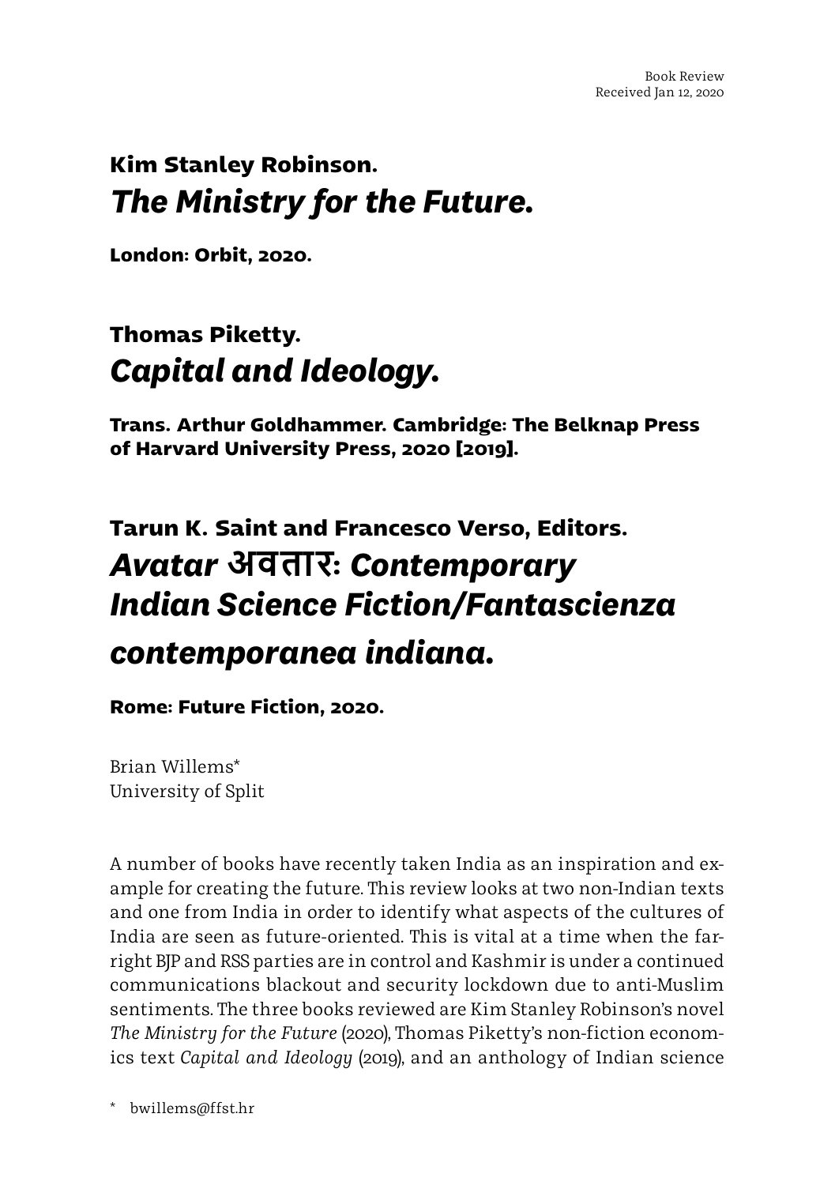Book Review
Received Jan 12, 2020

# Kim Stanley Robinson. *The Ministry for the Future.*

**London: Orbit, 2020.**

# Thomas Piketty. *Capital and Ideology.*

**Trans. Arthur Goldhammer. Cambridge: The Belknap Press of Harvard University Press, 2020 [2019].**

# Tarun K. Saint and Francesco Verso, Editors. *Avatar* अवतार: *Contemporary Indian Science Fiction/Fantascienza contemporanea indiana.*

**Rome: Future Fiction, 2020.**

Brian Willems*
University of Split

A number of books have recently taken India as an inspiration and example for creating the future. This review looks at two non-Indian texts and one from India in order to identify what aspects of the cultures of India are seen as future-oriented. This is vital at a time when the far-right BJP and RSS parties are in control and Kashmir is under a continued communications blackout and security lockdown due to anti-Muslim sentiments. The three books reviewed are Kim Stanley Robinson's novel *The Ministry for the Future* (2020), Thomas Piketty's non-fiction economics text *Capital and Ideology* (2019), and an anthology of Indian science

\* bwillems@ffst.hr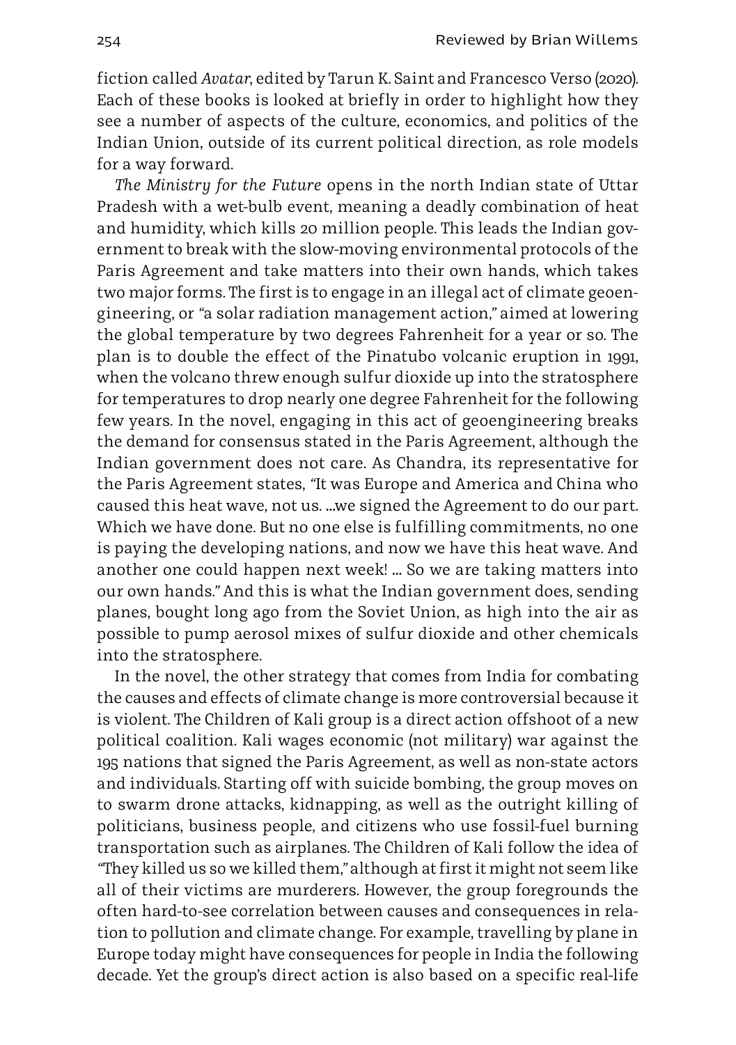fiction called *Avatar*, edited by Tarun K. Saint and Francesco Verso (2020). Each of these books is looked at briefly in order to highlight how they see a number of aspects of the culture, economics, and politics of the Indian Union, outside of its current political direction, as role models for a way forward.

*The Ministry for the Future* opens in the north Indian state of Uttar Pradesh with a wet-bulb event, meaning a deadly combination of heat and humidity, which kills 20 million people. This leads the Indian government to break with the slow-moving environmental protocols of the Paris Agreement and take matters into their own hands, which takes two major forms. The first is to engage in an illegal act of climate geoengineering, or "a solar radiation management action," aimed at lowering the global temperature by two degrees Fahrenheit for a year or so. The plan is to double the effect of the Pinatubo volcanic eruption in 1991, when the volcano threw enough sulfur dioxide up into the stratosphere for temperatures to drop nearly one degree Fahrenheit for the following few years. In the novel, engaging in this act of geoengineering breaks the demand for consensus stated in the Paris Agreement, although the Indian government does not care. As Chandra, its representative for the Paris Agreement states, "It was Europe and America and China who caused this heat wave, not us. ...we signed the Agreement to do our part. Which we have done. But no one else is fulfilling commitments, no one is paying the developing nations, and now we have this heat wave. And another one could happen next week! ... So we are taking matters into our own hands." And this is what the Indian government does, sending planes, bought long ago from the Soviet Union, as high into the air as possible to pump aerosol mixes of sulfur dioxide and other chemicals into the stratosphere.

In the novel, the other strategy that comes from India for combating the causes and effects of climate change is more controversial because it is violent. The Children of Kali group is a direct action offshoot of a new political coalition. Kali wages economic (not military) war against the 195 nations that signed the Paris Agreement, as well as non-state actors and individuals. Starting off with suicide bombing, the group moves on to swarm drone attacks, kidnapping, as well as the outright killing of politicians, business people, and citizens who use fossil-fuel burning transportation such as airplanes. The Children of Kali follow the idea of "They killed us so we killed them," although at first it might not seem like all of their victims are murderers. However, the group foregrounds the often hard-to-see correlation between causes and consequences in relation to pollution and climate change. For example, travelling by plane in Europe today might have consequences for people in India the following decade. Yet the group's direct action is also based on a specific real-life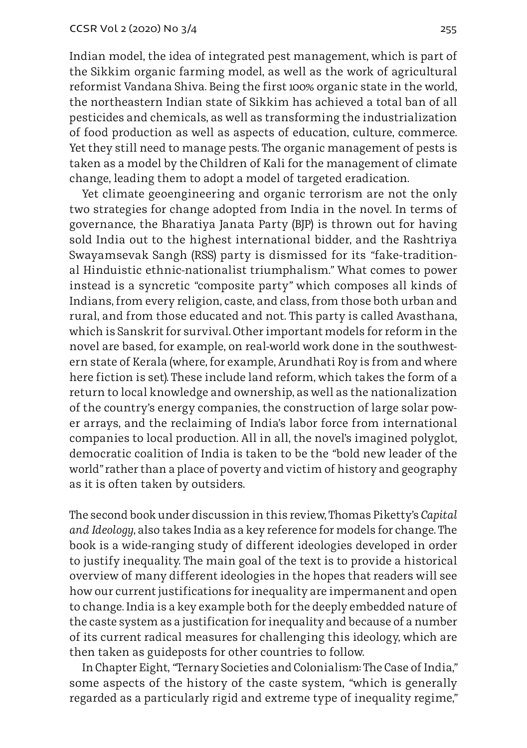Indian model, the idea of integrated pest management, which is part of the Sikkim organic farming model, as well as the work of agricultural reformist Vandana Shiva. Being the first 100% organic state in the world, the northeastern Indian state of Sikkim has achieved a total ban of all pesticides and chemicals, as well as transforming the industrialization of food production as well as aspects of education, culture, commerce. Yet they still need to manage pests. The organic management of pests is taken as a model by the Children of Kali for the management of climate change, leading them to adopt a model of targeted eradication.

Yet climate geoengineering and organic terrorism are not the only two strategies for change adopted from India in the novel. In terms of governance, the Bharatiya Janata Party (BJP) is thrown out for having sold India out to the highest international bidder, and the Rashtriya Swayamsevak Sangh (RSS) party is dismissed for its "fake-traditional Hinduistic ethnic-nationalist triumphalism." What comes to power instead is a syncretic "composite party" which composes all kinds of Indians, from every religion, caste, and class, from those both urban and rural, and from those educated and not. This party is called Avasthana, which is Sanskrit for survival. Other important models for reform in the novel are based, for example, on real-world work done in the southwestern state of Kerala (where, for example, Arundhati Roy is from and where here fiction is set). These include land reform, which takes the form of a return to local knowledge and ownership, as well as the nationalization of the country's energy companies, the construction of large solar power arrays, and the reclaiming of India's labor force from international companies to local production. All in all, the novel's imagined polyglot, democratic coalition of India is taken to be the "bold new leader of the world" rather than a place of poverty and victim of history and geography as it is often taken by outsiders.

The second book under discussion in this review, Thomas Piketty's *Capital and Ideology*, also takes India as a key reference for models for change. The book is a wide-ranging study of different ideologies developed in order to justify inequality. The main goal of the text is to provide a historical overview of many different ideologies in the hopes that readers will see how our current justifications for inequality are impermanent and open to change. India is a key example both for the deeply embedded nature of the caste system as a justification for inequality and because of a number of its current radical measures for challenging this ideology, which are then taken as guideposts for other countries to follow.

In Chapter Eight, "Ternary Societies and Colonialism: The Case of India," some aspects of the history of the caste system, "which is generally regarded as a particularly rigid and extreme type of inequality regime,"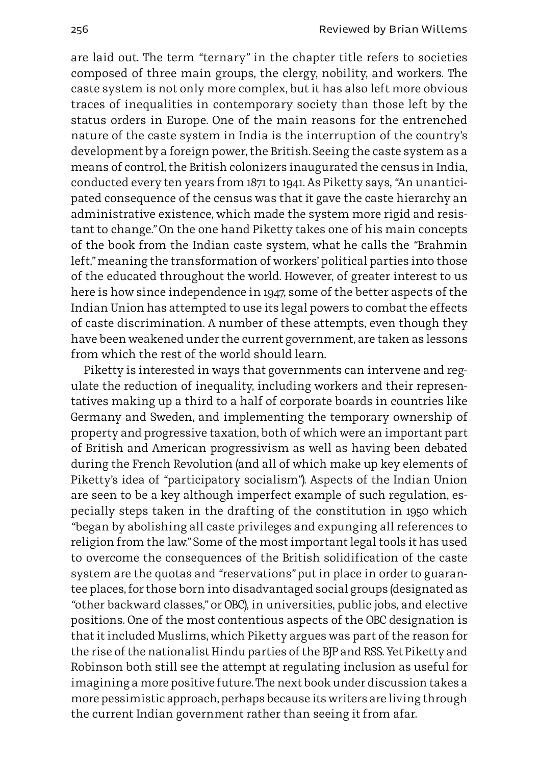are laid out. The term "ternary" in the chapter title refers to societies composed of three main groups, the clergy, nobility, and workers. The caste system is not only more complex, but it has also left more obvious traces of inequalities in contemporary society than those left by the status orders in Europe. One of the main reasons for the entrenched nature of the caste system in India is the interruption of the country's development by a foreign power, the British. Seeing the caste system as a means of control, the British colonizers inaugurated the census in India, conducted every ten years from 1871 to 1941. As Piketty says, "An unanticipated consequence of the census was that it gave the caste hierarchy an administrative existence, which made the system more rigid and resistant to change." On the one hand Piketty takes one of his main concepts of the book from the Indian caste system, what he calls the "Brahmin left," meaning the transformation of workers' political parties into those of the educated throughout the world. However, of greater interest to us here is how since independence in 1947, some of the better aspects of the Indian Union has attempted to use its legal powers to combat the effects of caste discrimination. A number of these attempts, even though they have been weakened under the current government, are taken as lessons from which the rest of the world should learn.

Piketty is interested in ways that governments can intervene and regulate the reduction of inequality, including workers and their representatives making up a third to a half of corporate boards in countries like Germany and Sweden, and implementing the temporary ownership of property and progressive taxation, both of which were an important part of British and American progressivism as well as having been debated during the French Revolution (and all of which make up key elements of Piketty's idea of "participatory socialism"). Aspects of the Indian Union are seen to be a key although imperfect example of such regulation, especially steps taken in the drafting of the constitution in 1950 which "began by abolishing all caste privileges and expunging all references to religion from the law." Some of the most important legal tools it has used to overcome the consequences of the British solidification of the caste system are the quotas and "reservations" put in place in order to guarantee places, for those born into disadvantaged social groups (designated as "other backward classes," or OBC), in universities, public jobs, and elective positions. One of the most contentious aspects of the OBC designation is that it included Muslims, which Piketty argues was part of the reason for the rise of the nationalist Hindu parties of the BJP and RSS. Yet Piketty and Robinson both still see the attempt at regulating inclusion as useful for imagining a more positive future. The next book under discussion takes a more pessimistic approach, perhaps because its writers are living through the current Indian government rather than seeing it from afar.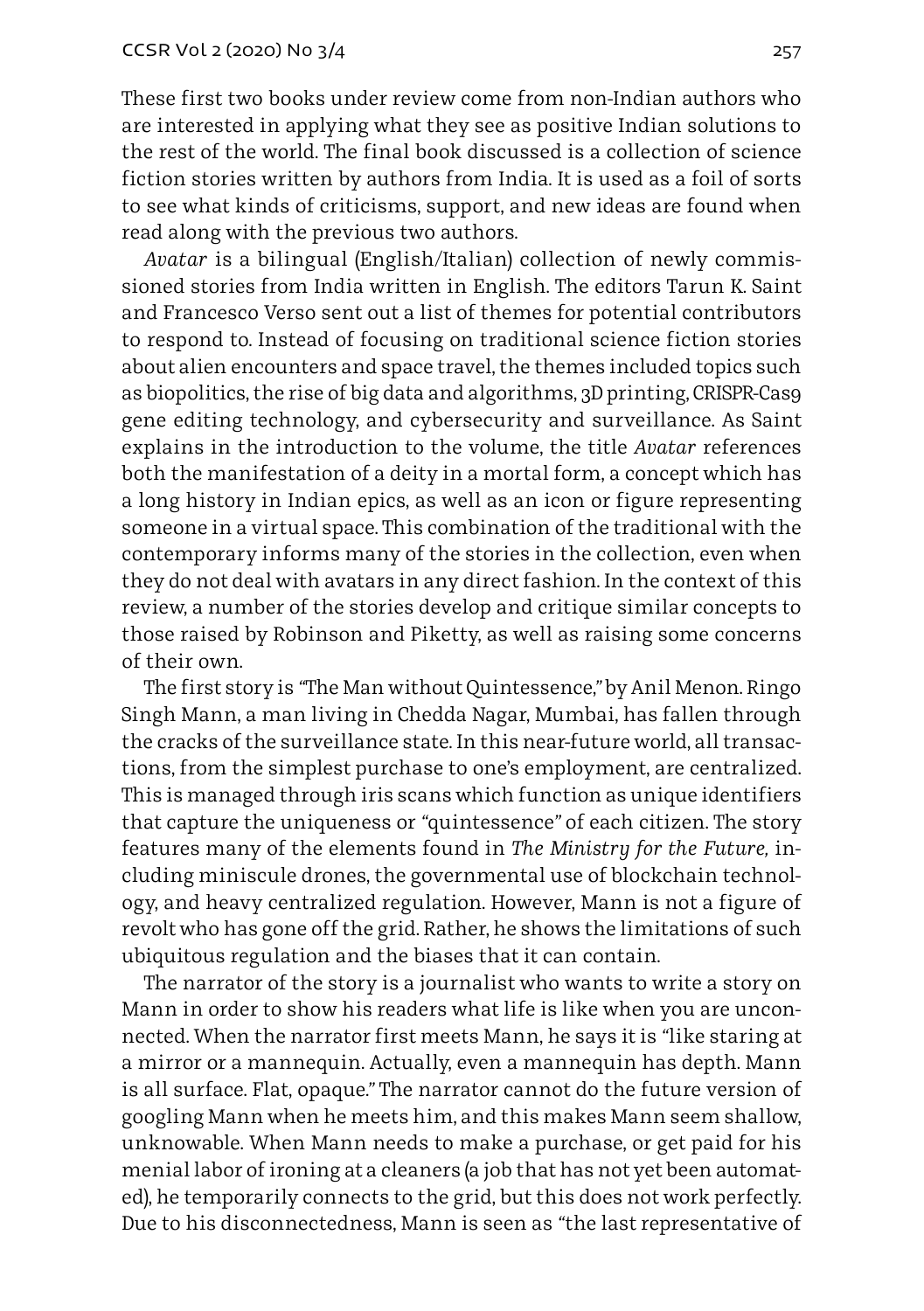These first two books under review come from non-Indian authors who are interested in applying what they see as positive Indian solutions to the rest of the world. The final book discussed is a collection of science fiction stories written by authors from India. It is used as a foil of sorts to see what kinds of criticisms, support, and new ideas are found when read along with the previous two authors.

*Avatar* is a bilingual (English/Italian) collection of newly commissioned stories from India written in English. The editors Tarun K. Saint and Francesco Verso sent out a list of themes for potential contributors to respond to. Instead of focusing on traditional science fiction stories about alien encounters and space travel, the themes included topics such as biopolitics, the rise of big data and algorithms, 3D printing, CRISPR-Cas9 gene editing technology, and cybersecurity and surveillance. As Saint explains in the introduction to the volume, the title *Avatar* references both the manifestation of a deity in a mortal form, a concept which has a long history in Indian epics, as well as an icon or figure representing someone in a virtual space. This combination of the traditional with the contemporary informs many of the stories in the collection, even when they do not deal with avatars in any direct fashion. In the context of this review, a number of the stories develop and critique similar concepts to those raised by Robinson and Piketty, as well as raising some concerns of their own.

The first story is "The Man without Quintessence," by Anil Menon. Ringo Singh Mann, a man living in Chedda Nagar, Mumbai, has fallen through the cracks of the surveillance state. In this near-future world, all transactions, from the simplest purchase to one's employment, are centralized. This is managed through iris scans which function as unique identifiers that capture the uniqueness or "quintessence" of each citizen. The story features many of the elements found in *The Ministry for the Future,* including miniscule drones, the governmental use of blockchain technology, and heavy centralized regulation. However, Mann is not a figure of revolt who has gone off the grid. Rather, he shows the limitations of such ubiquitous regulation and the biases that it can contain.

The narrator of the story is a journalist who wants to write a story on Mann in order to show his readers what life is like when you are unconnected. When the narrator first meets Mann, he says it is "like staring at a mirror or a mannequin. Actually, even a mannequin has depth. Mann is all surface. Flat, opaque." The narrator cannot do the future version of googling Mann when he meets him, and this makes Mann seem shallow, unknowable. When Mann needs to make a purchase, or get paid for his menial labor of ironing at a cleaners (a job that has not yet been automated), he temporarily connects to the grid, but this does not work perfectly. Due to his disconnectedness, Mann is seen as "the last representative of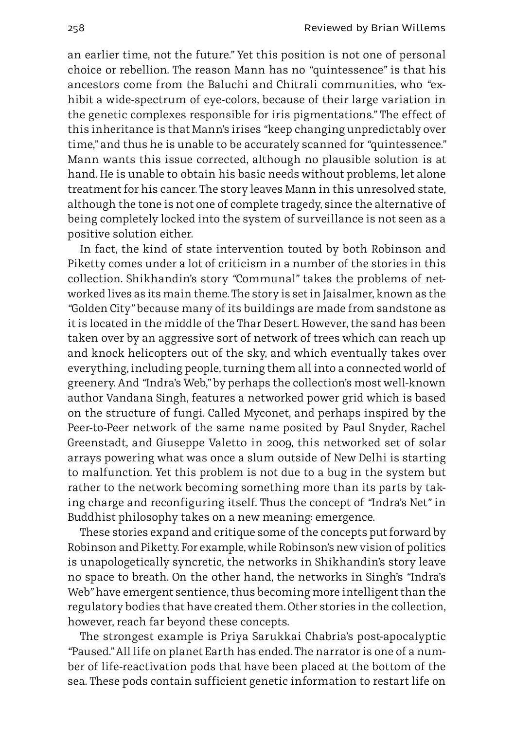an earlier time, not the future." Yet this position is not one of personal choice or rebellion. The reason Mann has no "quintessence" is that his ancestors come from the Baluchi and Chitrali communities, who "exhibit a wide-spectrum of eye-colors, because of their large variation in the genetic complexes responsible for iris pigmentations." The effect of this inheritance is that Mann's irises "keep changing unpredictably over time," and thus he is unable to be accurately scanned for "quintessence." Mann wants this issue corrected, although no plausible solution is at hand. He is unable to obtain his basic needs without problems, let alone treatment for his cancer. The story leaves Mann in this unresolved state, although the tone is not one of complete tragedy, since the alternative of being completely locked into the system of surveillance is not seen as a positive solution either.

In fact, the kind of state intervention touted by both Robinson and Piketty comes under a lot of criticism in a number of the stories in this collection. Shikhandin's story "Communal" takes the problems of networked lives as its main theme. The story is set in Jaisalmer, known as the "Golden City" because many of its buildings are made from sandstone as it is located in the middle of the Thar Desert. However, the sand has been taken over by an aggressive sort of network of trees which can reach up and knock helicopters out of the sky, and which eventually takes over everything, including people, turning them all into a connected world of greenery. And "Indra's Web," by perhaps the collection's most well-known author Vandana Singh, features a networked power grid which is based on the structure of fungi. Called Myconet, and perhaps inspired by the Peer-to-Peer network of the same name posited by Paul Snyder, Rachel Greenstadt, and Giuseppe Valetto in 2009, this networked set of solar arrays powering what was once a slum outside of New Delhi is starting to malfunction. Yet this problem is not due to a bug in the system but rather to the network becoming something more than its parts by taking charge and reconfiguring itself. Thus the concept of "Indra's Net" in Buddhist philosophy takes on a new meaning: emergence.

These stories expand and critique some of the concepts put forward by Robinson and Piketty. For example, while Robinson's new vision of politics is unapologetically syncretic, the networks in Shikhandin's story leave no space to breath. On the other hand, the networks in Singh's "Indra's Web" have emergent sentience, thus becoming more intelligent than the regulatory bodies that have created them. Other stories in the collection, however, reach far beyond these concepts.

The strongest example is Priya Sarukkai Chabria's post-apocalyptic "Paused." All life on planet Earth has ended. The narrator is one of a number of life-reactivation pods that have been placed at the bottom of the sea. These pods contain sufficient genetic information to restart life on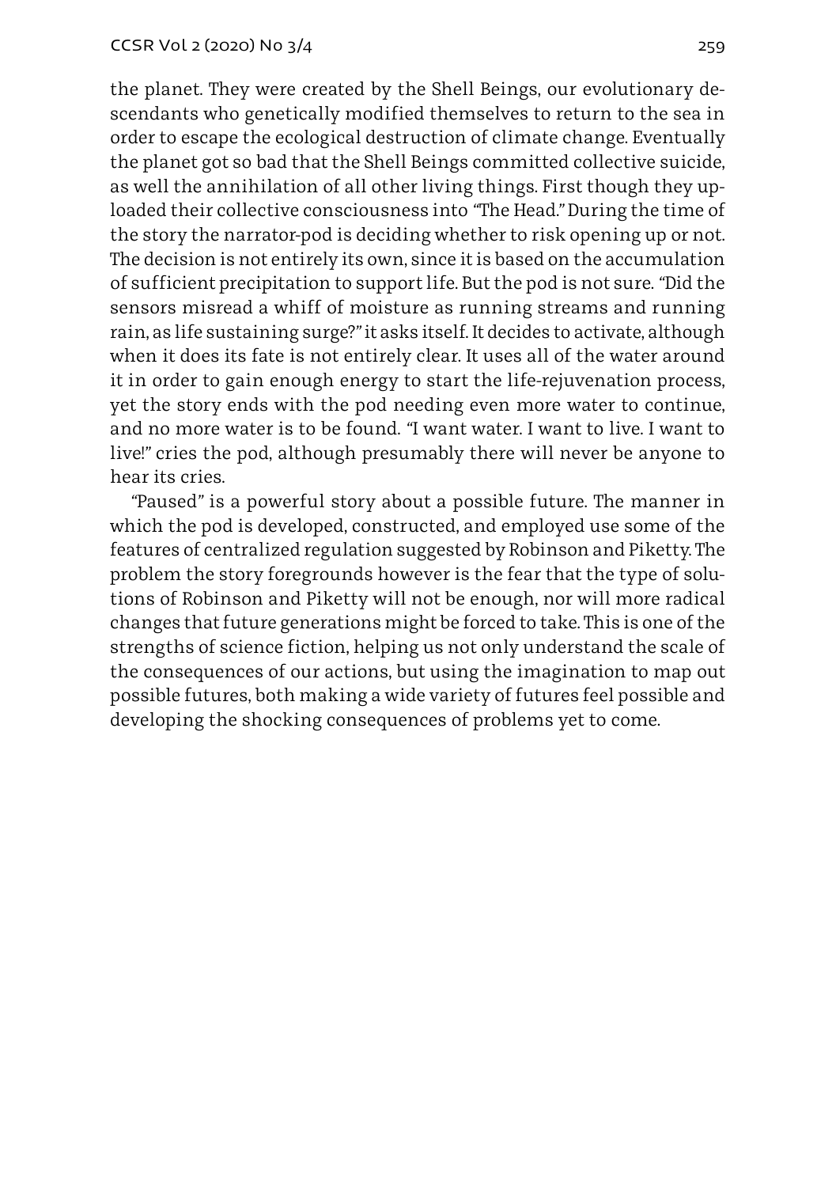the planet. They were created by the Shell Beings, our evolutionary descendants who genetically modified themselves to return to the sea in order to escape the ecological destruction of climate change. Eventually the planet got so bad that the Shell Beings committed collective suicide, as well the annihilation of all other living things. First though they uploaded their collective consciousness into "The Head." During the time of the story the narrator-pod is deciding whether to risk opening up or not. The decision is not entirely its own, since it is based on the accumulation of sufficient precipitation to support life. But the pod is not sure. "Did the sensors misread a whiff of moisture as running streams and running rain, as life sustaining surge?" it asks itself. It decides to activate, although when it does its fate is not entirely clear. It uses all of the water around it in order to gain enough energy to start the life-rejuvenation process, yet the story ends with the pod needing even more water to continue, and no more water is to be found. "I want water. I want to live. I want to live!" cries the pod, although presumably there will never be anyone to hear its cries.

"Paused" is a powerful story about a possible future. The manner in which the pod is developed, constructed, and employed use some of the features of centralized regulation suggested by Robinson and Piketty. The problem the story foregrounds however is the fear that the type of solutions of Robinson and Piketty will not be enough, nor will more radical changes that future generations might be forced to take. This is one of the strengths of science fiction, helping us not only understand the scale of the consequences of our actions, but using the imagination to map out possible futures, both making a wide variety of futures feel possible and developing the shocking consequences of problems yet to come.